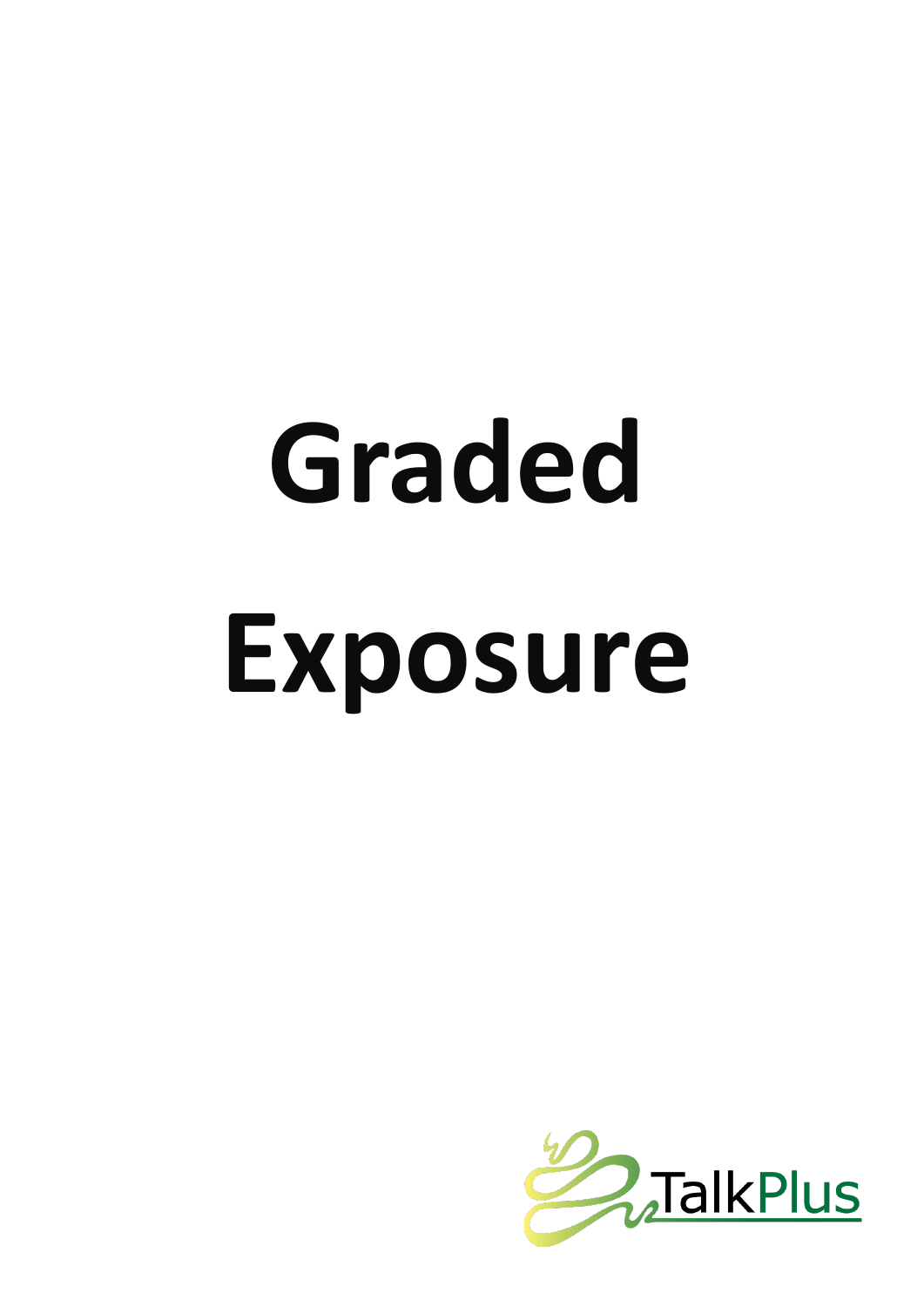# Graded Exposure

TalkPlus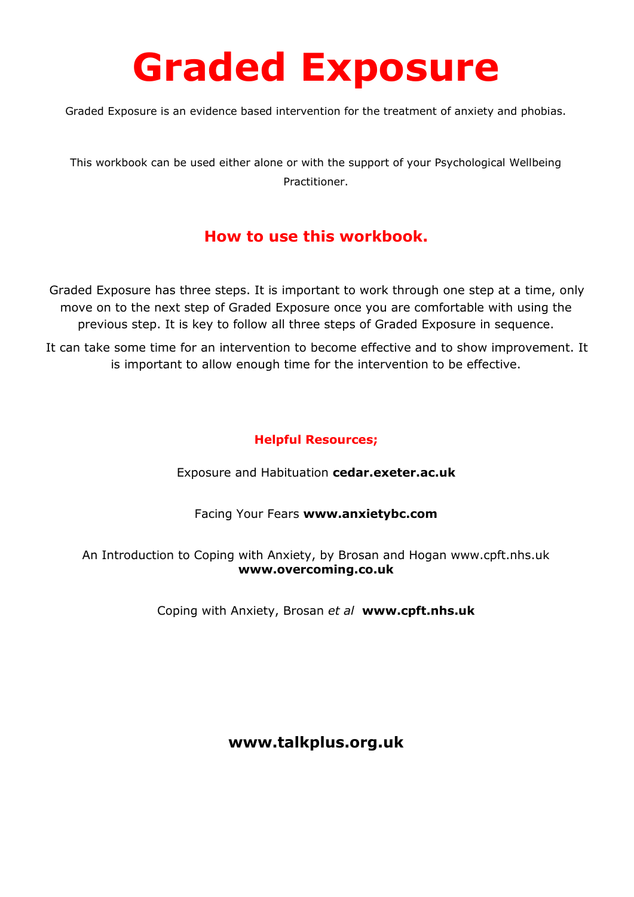# Graded Exposure

Graded Exposure is an evidence based intervention for the treatment of anxiety and phobias.

This workbook can be used either alone or with the support of your Psychological Wellbeing Practitioner.

## How to use this workbook.

Graded Exposure has three steps. It is important to work through one step at a time, only move on to the next step of Graded Exposure once you are comfortable with using the previous step. It is key to follow all three steps of Graded Exposure in sequence.

It can take some time for an intervention to become effective and to show improvement. It is important to allow enough time for the intervention to be effective.

### Helpful Resources;

Exposure and Habituation **cedar.exeter.ac.uk**

Facing Your Fears **www.anxietybc.com**

An Introduction to Coping with Anxiety, by Brosan and Hogan www.cpft.nhs.uk **www.overcoming.co.uk**

Coping with Anxiety, Brosan *et al* **www.cpft.nhs.uk**

**www.talkplus.org.uk**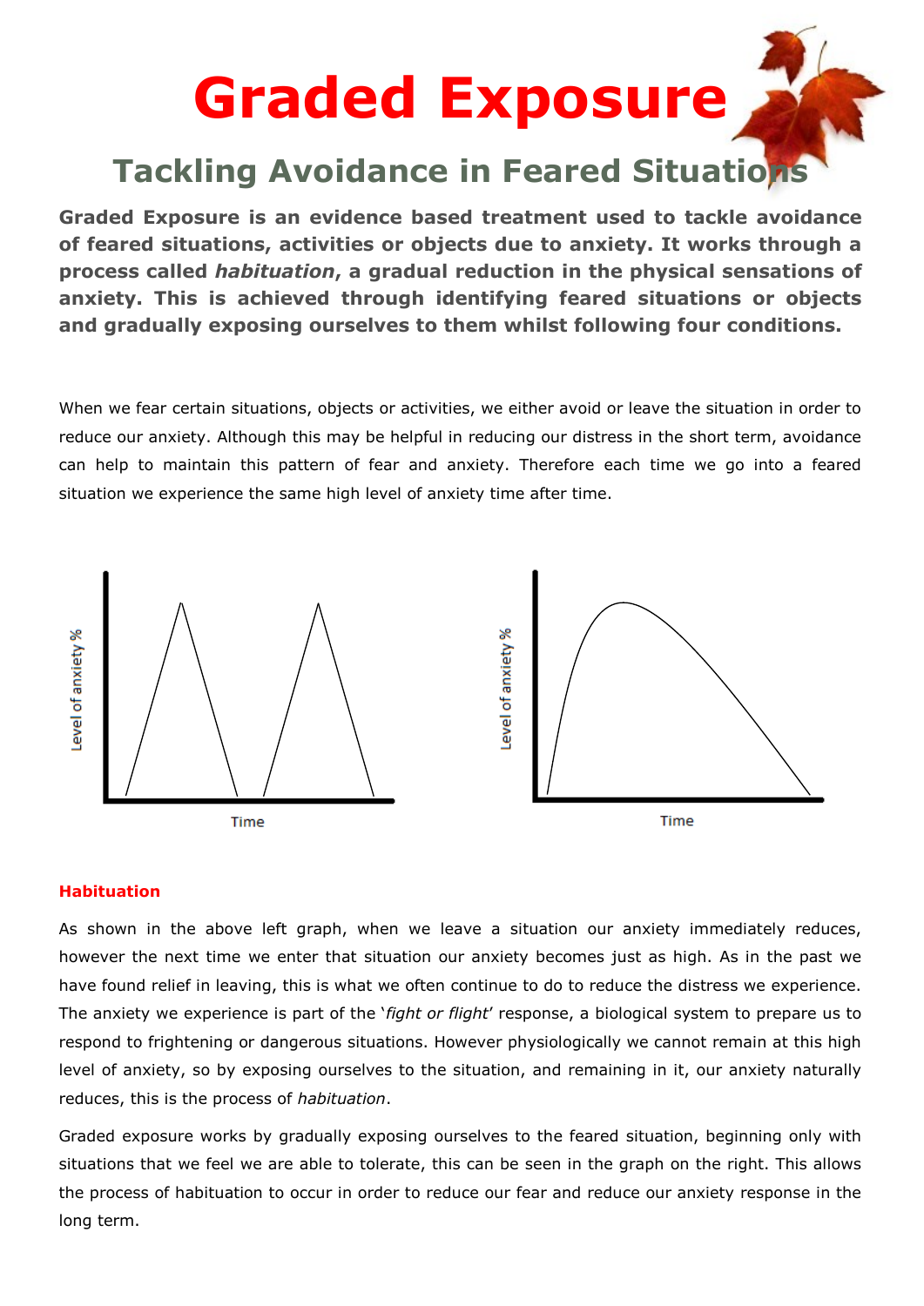# Graded Exposure

## Tackling Avoidance in Feared Situations

**Graded Exposure is an evidence based treatment used to tackle avoidance of feared situations, activities or objects due to anxiety. It works through a process called *habituation*, a gradual reduction in the physical sensations of anxiety. This is achieved through identifying feared situations or objects and gradually exposing ourselves to them whilst following four conditions.**

When we fear certain situations, objects or activities, we either avoid or leave the situation in order to reduce our anxiety. Although this may be helpful in reducing our distress in the short term, avoidance can help to maintain this pattern of fear and anxiety. Therefore each time we go into a feared situation we experience the same high level of anxiety time after time.

Level of anxiety %

Time

Level of anxiety %

Time

### Habituation

As shown in the above left graph, when we leave a situation our anxiety immediately reduces, however the next time we enter that situation our anxiety becomes just as high. As in the past we have found relief in leaving, this is what we often continue to do to reduce the distress we experience. The anxiety we experience is part of the '*fight or flight*' response, a biological system to prepare us to respond to frightening or dangerous situations. However physiologically we cannot remain at this high level of anxiety, so by exposing ourselves to the situation, and remaining in it, our anxiety naturally reduces, this is the process of *habituation*.

Graded exposure works by gradually exposing ourselves to the feared situation, beginning only with situations that we feel we are able to tolerate, this can be seen in the graph on the right. This allows the process of habituation to occur in order to reduce our fear and reduce our anxiety response in the long term.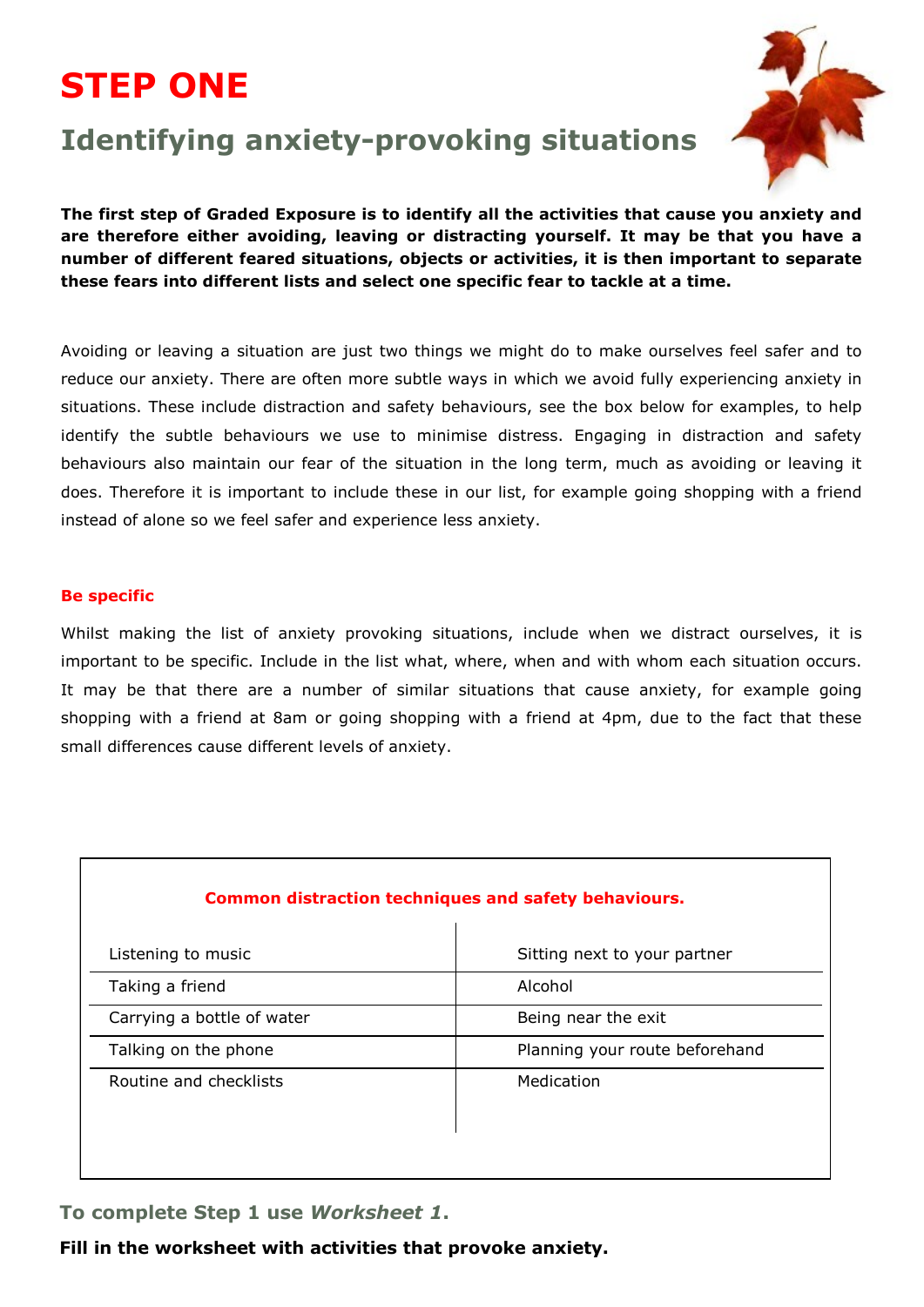# STEP ONE

## Identifying anxiety-provoking situations

**The first step of Graded Exposure is to identify all the activities that cause you anxiety and are therefore either avoiding, leaving or distracting yourself. It may be that you have a number of different feared situations, objects or activities, it is then important to separate these fears into different lists and select one specific fear to tackle at a time.**

Avoiding or leaving a situation are just two things we might do to make ourselves feel safer and to reduce our anxiety. There are often more subtle ways in which we avoid fully experiencing anxiety in situations. These include distraction and safety behaviours, see the box below for examples, to help identify the subtle behaviours we use to minimise distress. Engaging in distraction and safety behaviours also maintain our fear of the situation in the long term, much as avoiding or leaving it does. Therefore it is important to include these in our list, for example going shopping with a friend instead of alone so we feel safer and experience less anxiety.

**Be specific**

Whilst making the list of anxiety provoking situations, include when we distract ourselves, it is important to be specific. Include in the list what, where, when and with whom each situation occurs. It may be that there are a number of similar situations that cause anxiety, for example going shopping with a friend at 8am or going shopping with a friend at 4pm, due to the fact that these small differences cause different levels of anxiety.

**Common distraction techniques and safety behaviours.**

| | |
|---|---|
| Listening to music | Sitting next to your partner |
| Taking a friend | Alcohol |
| Carrying a bottle of water | Being near the exit |
| Talking on the phone | Planning your route beforehand |
| Routine and checklists | Medication |

**To complete Step 1 use *Worksheet 1*.**

**Fill in the worksheet with activities that provoke anxiety.**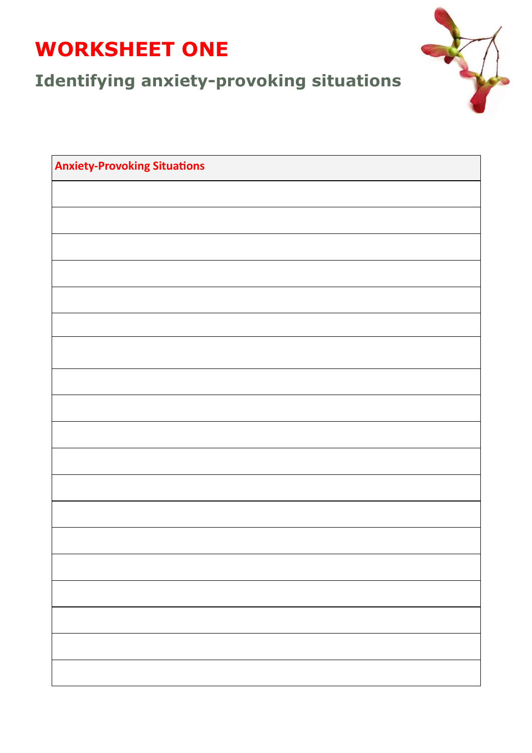# WORKSHEET ONE

## Identifying anxiety-provoking situations

| Anxiety-Provoking Situations |
|---|
| |
| |
| |
| |
| |
| |
| |
| |
| |
| |
| |
| |
| |
| |
| |
| |
| |
| |
| |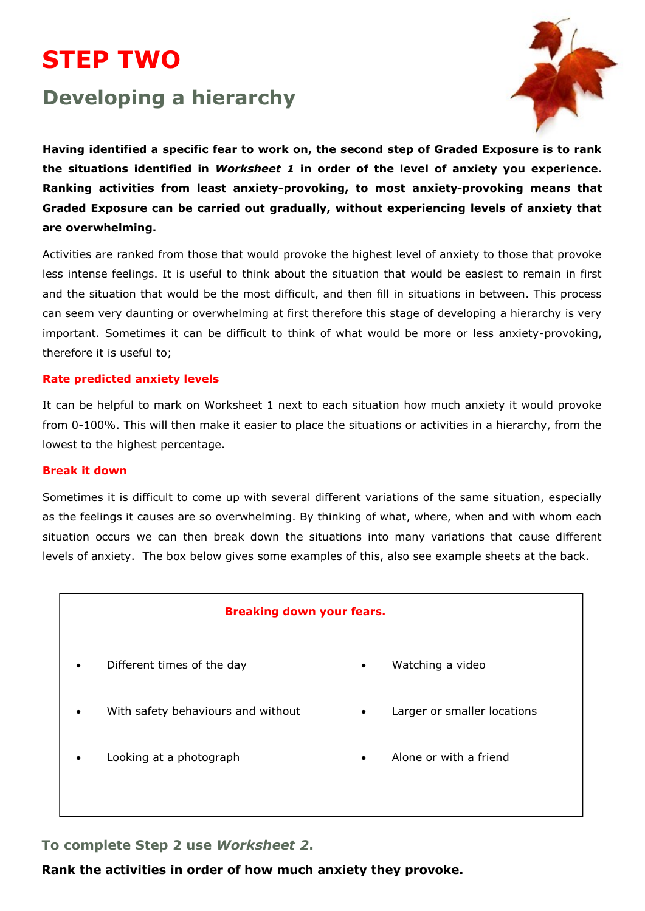# STEP TWO

## Developing a hierarchy

**Having identified a specific fear to work on, the second step of Graded Exposure is to rank the situations identified in *Worksheet 1* in order of the level of anxiety you experience. Ranking activities from least anxiety-provoking, to most anxiety-provoking means that Graded Exposure can be carried out gradually, without experiencing levels of anxiety that are overwhelming.**

Activities are ranked from those that would provoke the highest level of anxiety to those that provoke less intense feelings. It is useful to think about the situation that would be easiest to remain in first and the situation that would be the most difficult, and then fill in situations in between. This process can seem very daunting or overwhelming at first therefore this stage of developing a hierarchy is very important. Sometimes it can be difficult to think of what would be more or less anxiety-provoking, therefore it is useful to;

### Rate predicted anxiety levels

It can be helpful to mark on Worksheet 1 next to each situation how much anxiety it would provoke from 0-100%. This will then make it easier to place the situations or activities in a hierarchy, from the lowest to the highest percentage.

### Break it down

Sometimes it is difficult to come up with several different variations of the same situation, especially as the feelings it causes are so overwhelming. By thinking of what, where, when and with whom each situation occurs we can then break down the situations into many variations that cause different levels of anxiety. The box below gives some examples of this, also see example sheets at the back.

**Breaking down your fears.**

- Different times of the day
- With safety behaviours and without
- Looking at a photograph
- Watching a video
- Larger or smaller locations
- Alone or with a friend

### To complete Step 2 use *Worksheet 2*.

**Rank the activities in order of how much anxiety they provoke.**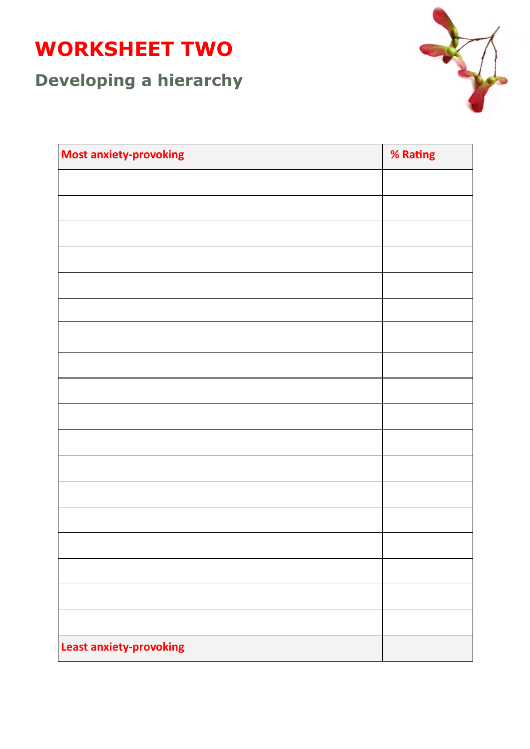# WORKSHEET TWO

## Developing a hierarchy

| Most anxiety-provoking | % Rating |
|---|---|
| | |
| | |
| | |
| | |
| | |
| | |
| | |
| | |
| | |
| | |
| | |
| | |
| | |
| | |
| | |
| | |
| | |
| | |
| Least anxiety-provoking | |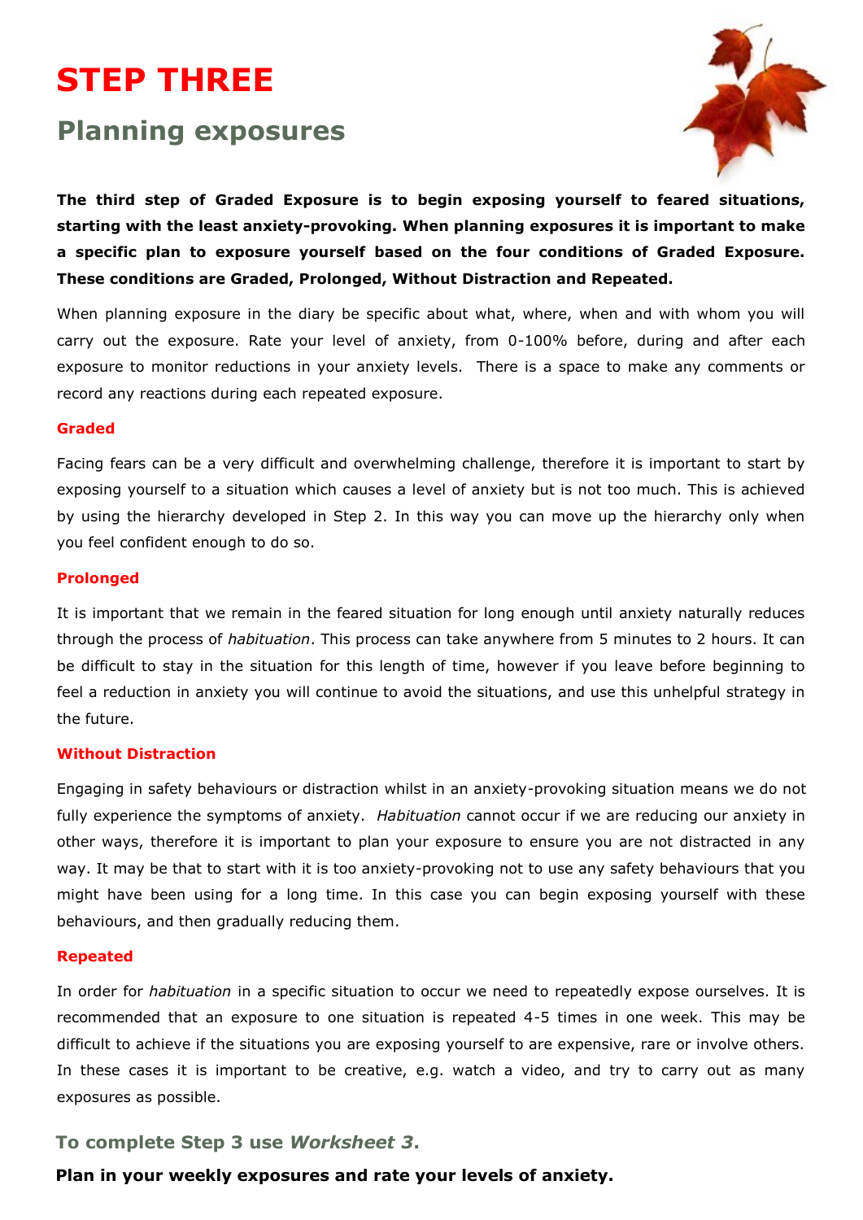# STEP THREE

## Planning exposures

**The third step of Graded Exposure is to begin exposing yourself to feared situations, starting with the least anxiety-provoking. When planning exposures it is important to make a specific plan to exposure yourself based on the four conditions of Graded Exposure. These conditions are Graded, Prolonged, Without Distraction and Repeated.**

When planning exposure in the diary be specific about what, where, when and with whom you will carry out the exposure. Rate your level of anxiety, from 0-100% before, during and after each exposure to monitor reductions in your anxiety levels. There is a space to make any comments or record any reactions during each repeated exposure.

### Graded

Facing fears can be a very difficult and overwhelming challenge, therefore it is important to start by exposing yourself to a situation which causes a level of anxiety but is not too much. This is achieved by using the hierarchy developed in Step 2. In this way you can move up the hierarchy only when you feel confident enough to do so.

### Prolonged

It is important that we remain in the feared situation for long enough until anxiety naturally reduces through the process of *habituation*. This process can take anywhere from 5 minutes to 2 hours. It can be difficult to stay in the situation for this length of time, however if you leave before beginning to feel a reduction in anxiety you will continue to avoid the situations, and use this unhelpful strategy in the future.

### Without Distraction

Engaging in safety behaviours or distraction whilst in an anxiety-provoking situation means we do not fully experience the symptoms of anxiety. *Habituation* cannot occur if we are reducing our anxiety in other ways, therefore it is important to plan your exposure to ensure you are not distracted in any way. It may be that to start with it is too anxiety-provoking not to use any safety behaviours that you might have been using for a long time. In this case you can begin exposing yourself with these behaviours, and then gradually reducing them.

### Repeated

In order for *habituation* in a specific situation to occur we need to repeatedly expose ourselves. It is recommended that an exposure to one situation is repeated 4-5 times in one week. This may be difficult to achieve if the situations you are exposing yourself to are expensive, rare or involve others. In these cases it is important to be creative, e.g. watch a video, and try to carry out as many exposures as possible.

## To complete Step 3 use *Worksheet 3*.

**Plan in your weekly exposures and rate your levels of anxiety.**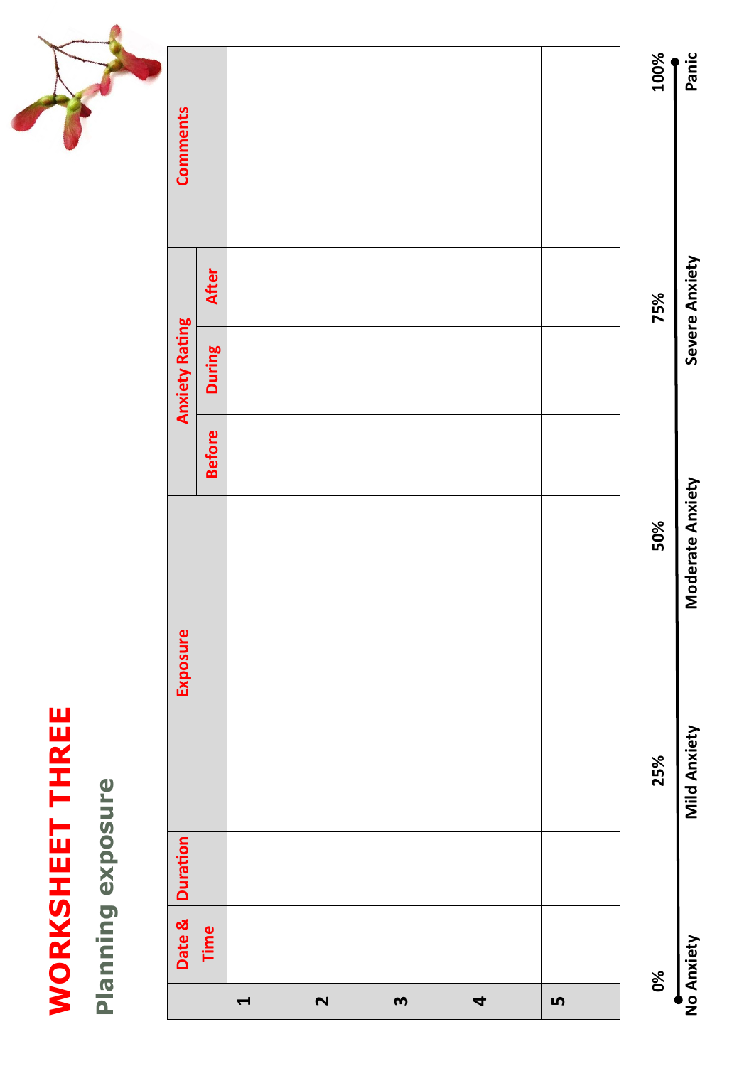# WORKSHEET THREE

## Planning exposure

| | Date & Time | Duration | Exposure | Anxiety Rating | | | Comments |
|---|---|---|---|---|---|---|---|
| | | | | Before | During | After | |
| 1 | | | | | | | |
| 2 | | | | | | | |
| 3 | | | | | | | |
| 4 | | | | | | | |
| 5 | | | | | | | |

| 0% | 25% | 50% | 75% | 100% |
|---|---|---|---|---|
| No Anxiety | Mild Anxiety | Moderate Anxiety | Severe Anxiety | Panic |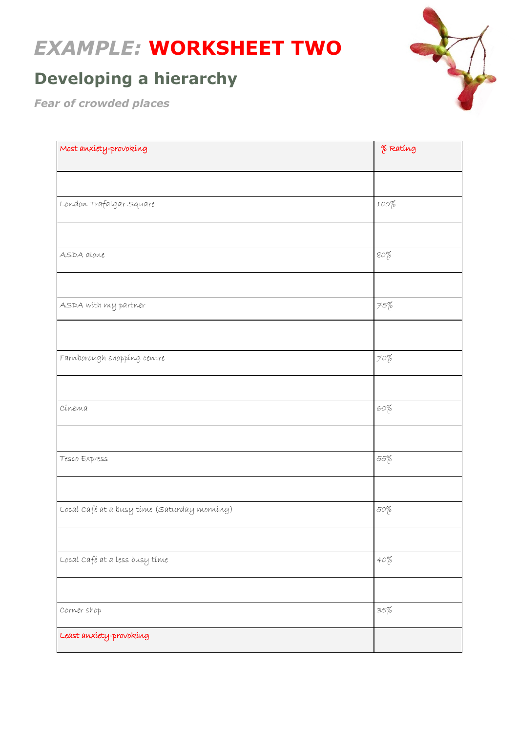# *EXAMPLE:* WORKSHEET TWO

## Developing a hierarchy

***Fear of crowded places***

| Most anxiety-provoking | % Rating |
|---|---|
| | |
| London Trafalgar Square | 100% |
| | |
| ASDA alone | 80% |
| | |
| ASDA with my partner | 75% |
| | |
| Farnborough shopping centre | 70% |
| | |
| Cinema | 60% |
| | |
| Tesco Express | 55% |
| | |
| Local Café at a busy time (Saturday morning) | 50% |
| | |
| Local Café at a less busy time | 40% |
| | |
| Corner shop | 35% |
| Least anxiety-provoking | |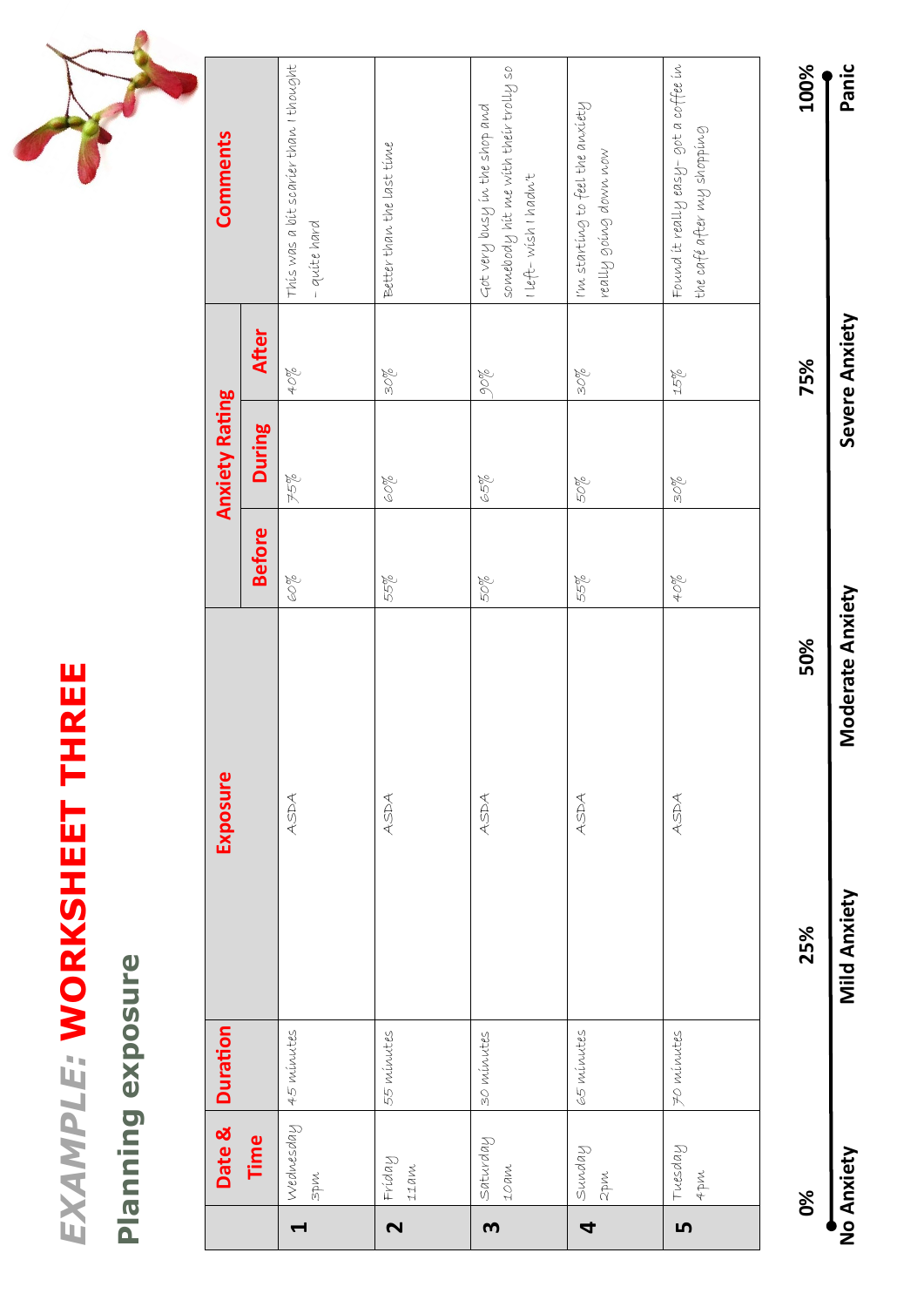# *EXAMPLE:* WORKSHEET THREE

## Planning exposure

| | Date & Time | Duration | Exposure | Anxiety Rating | | | Comments |
|---|---|---|---|---|---|---|---|
| | | | | Before | During | After | |
| 1 | Wednesday 3pm | 45 minutes | ASDA | 60% | 75% | 40% | This was a bit scarier than I thought – quite hard |
| 2 | Friday 11am | 55 minutes | ASDA | 55% | 60% | 30% | Better than the last time |
| 3 | Saturday 10am | 30 minutes | ASDA | 50% | 65% | 90% | Got very busy in the shop and somebody hit me with their trolly so I left– wish I hadn't |
| 4 | Sunday 2pm | 65 minutes | ASDA | 55% | 50% | 30% | I'm starting to feel the anxiety really going down now |
| 5 | Tuesday 4pm | 70 minutes | ASDA | 40% | 30% | 15% | Found it really easy– got a coffee in the café after my shopping |

0% No Anxiety

25% Mild Anxiety

50% Moderate Anxiety

75% Severe Anxiety

100% Panic